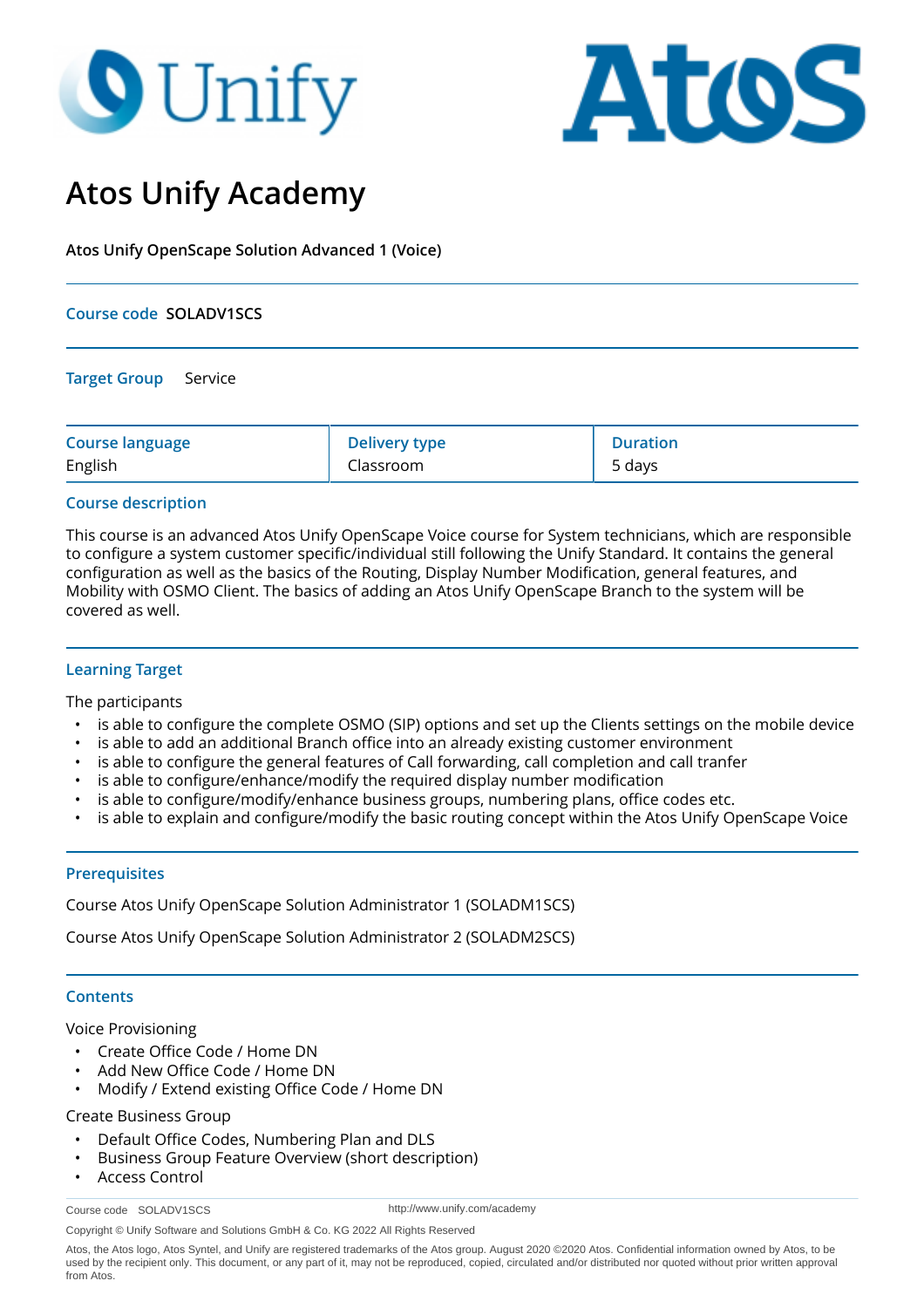# Atos Unify Academy

**Atos Unify OpenScape Solution Advanced 1 (Voice)**

**Course code** **SOLADV1SCS**

**Target Group** Service

| Course language | Delivery type | Duration |
|---|---|---|
| English | Classroom | 5 days |

## Course description

This course is an advanced Atos Unify OpenScape Voice course for System technicians, which are responsible to configure a system customer specific/individual still following the Unify Standard. It contains the general configuration as well as the basics of the Routing, Display Number Modification, general features, and Mobility with OSMO Client. The basics of adding an Atos Unify OpenScape Branch to the system will be covered as well.

## Learning Target

The participants

- is able to configure the complete OSMO (SIP) options and set up the Clients settings on the mobile device
- is able to add an additional Branch office into an already existing customer environment
- is able to configure the general features of Call forwarding, call completion and call tranfer
- is able to configure/enhance/modify the required display number modification
- is able to configure/modify/enhance business groups, numbering plans, office codes etc.
- is able to explain and configure/modify the basic routing concept within the Atos Unify OpenScape Voice

## Prerequisites

Course Atos Unify OpenScape Solution Administrator 1 (SOLADM1SCS)

Course Atos Unify OpenScape Solution Administrator 2 (SOLADM2SCS)

## Contents

Voice Provisioning

- Create Office Code / Home DN
- Add New Office Code / Home DN
- Modify / Extend existing Office Code / Home DN

Create Business Group

- Default Office Codes, Numbering Plan and DLS
- Business Group Feature Overview (short description)
- Access Control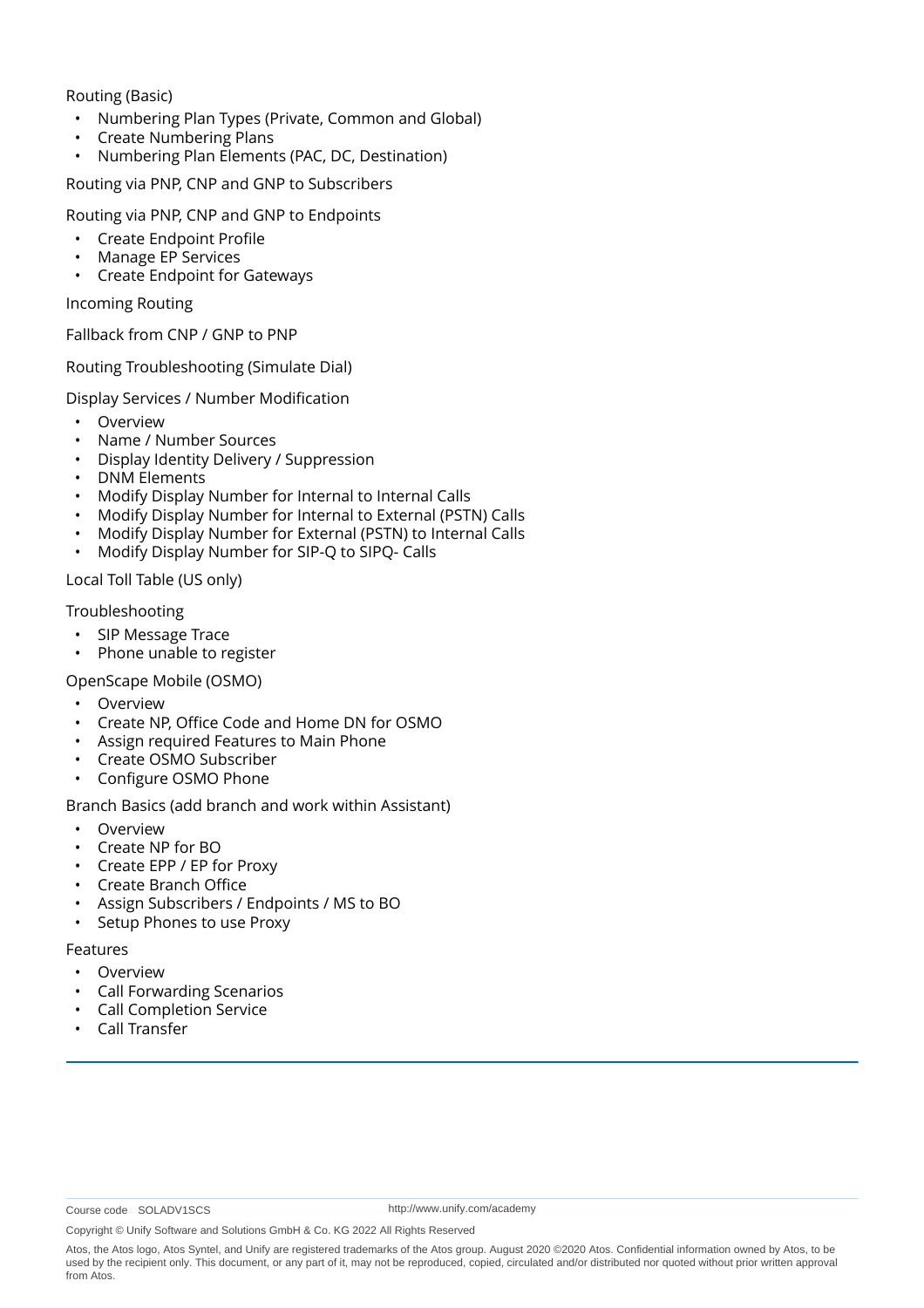Routing (Basic)

- Numbering Plan Types (Private, Common and Global)
- Create Numbering Plans
- Numbering Plan Elements (PAC, DC, Destination)

Routing via PNP, CNP and GNP to Subscribers

Routing via PNP, CNP and GNP to Endpoints

- Create Endpoint Profile
- Manage EP Services
- Create Endpoint for Gateways

Incoming Routing

Fallback from CNP / GNP to PNP

Routing Troubleshooting (Simulate Dial)

Display Services / Number Modification

- Overview
- Name / Number Sources
- Display Identity Delivery / Suppression
- DNM Elements
- Modify Display Number for Internal to Internal Calls
- Modify Display Number for Internal to External (PSTN) Calls
- Modify Display Number for External (PSTN) to Internal Calls
- Modify Display Number for SIP-Q to SIPQ- Calls

Local Toll Table (US only)

Troubleshooting

- SIP Message Trace
- Phone unable to register

OpenScape Mobile (OSMO)

- Overview
- Create NP, Office Code and Home DN for OSMO
- Assign required Features to Main Phone
- Create OSMO Subscriber
- Configure OSMO Phone

Branch Basics (add branch and work within Assistant)

- Overview
- Create NP for BO
- Create EPP / EP for Proxy
- Create Branch Office
- Assign Subscribers / Endpoints / MS to BO
- Setup Phones to use Proxy

Features

- Overview
- Call Forwarding Scenarios
- Call Completion Service
- Call Transfer

---

Course code SOLADV1SCS http://www.unify.com/academy

Copyright © Unify Software and Solutions GmbH & Co. KG 2022 All Rights Reserved

Atos, the Atos logo, Atos Syntel, and Unify are registered trademarks of the Atos group. August 2020 ©2020 Atos. Confidential information owned by Atos, to be used by the recipient only. This document, or any part of it, may not be reproduced, copied, circulated and/or distributed nor quoted without prior written approval from Atos.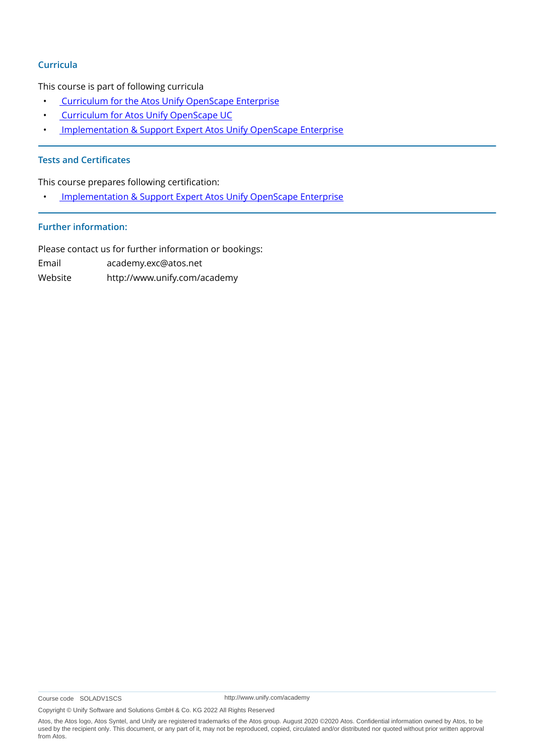### Curricula

This course is part of following curricula

- Curriculum for the Atos Unify OpenScape Enterprise
- Curriculum for Atos Unify OpenScape UC
- Implementation & Support Expert Atos Unify OpenScape Enterprise

### Tests and Certificates

This course prepares following certification:

- Implementation & Support Expert Atos Unify OpenScape Enterprise

### Further information:

Please contact us for further information or bookings:

| | |
|---|---|
| Email | academy.exc@atos.net |
| Website | http://www.unify.com/academy |

Course code SOLADV1SCS

http://www.unify.com/academy

Copyright © Unify Software and Solutions GmbH & Co. KG 2022 All Rights Reserved

Atos, the Atos logo, Atos Syntel, and Unify are registered trademarks of the Atos group. August 2020 ©2020 Atos. Confidential information owned by Atos, to be used by the recipient only. This document, or any part of it, may not be reproduced, copied, circulated and/or distributed nor quoted without prior written approval from Atos.